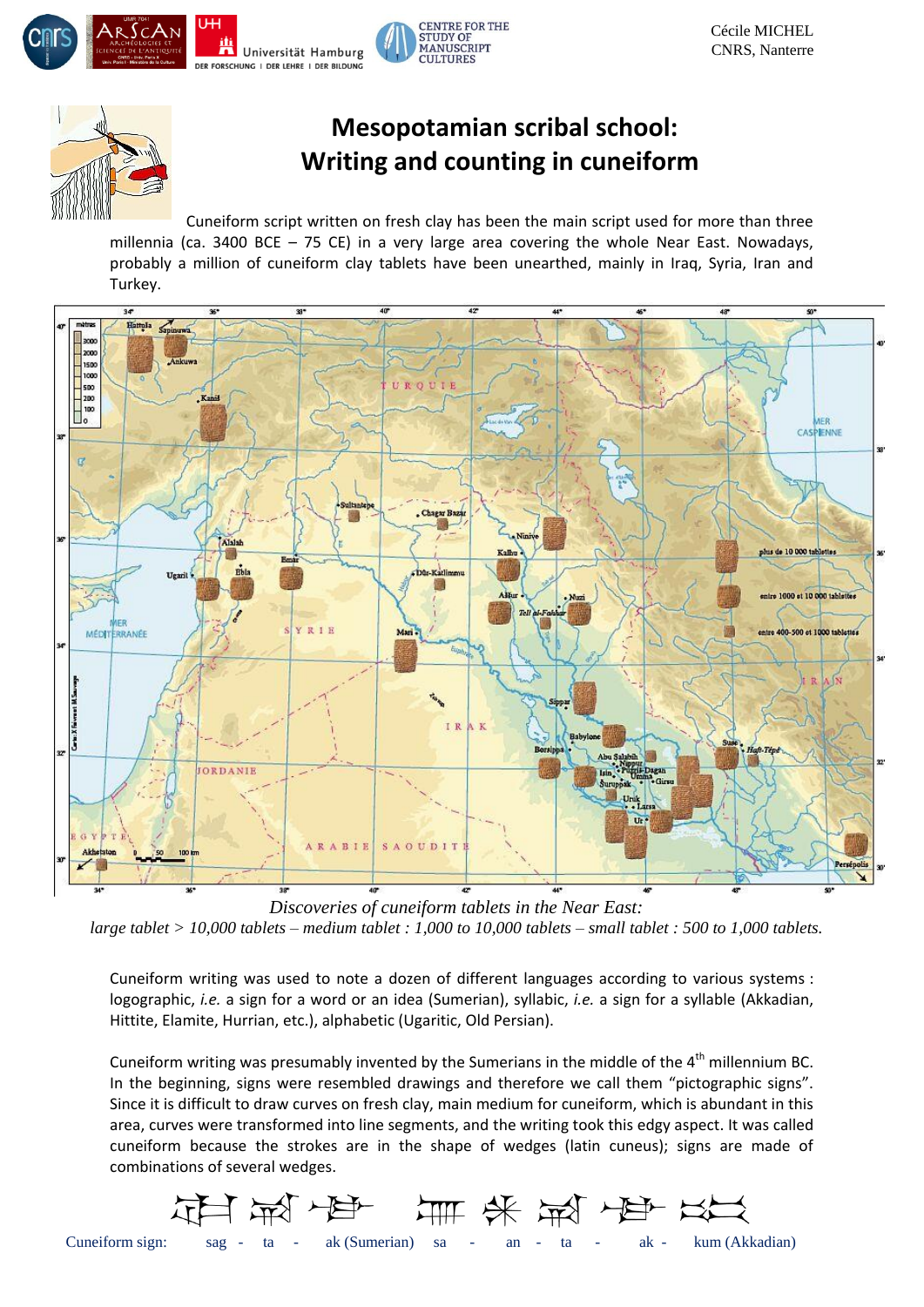Cécile MICHEL
CNRS, Nanterre

# Mesopotamian scribal school: Writing and counting in cuneiform

Cuneiform script written on fresh clay has been the main script used for more than three millennia (ca. 3400 BCE – 75 CE) in a very large area covering the whole Near East. Nowadays, probably a million of cuneiform clay tablets have been unearthed, mainly in Iraq, Syria, Iran and Turkey.

*Discoveries of cuneiform tablets in the Near East:*
*large tablet > 10,000 tablets – medium tablet : 1,000 to 10,000 tablets – small tablet : 500 to 1,000 tablets.*

Cuneiform writing was used to note a dozen of different languages according to various systems : logographic, *i.e.* a sign for a word or an idea (Sumerian), syllabic, *i.e.* a sign for a syllable (Akkadian, Hittite, Elamite, Hurrian, etc.), alphabetic (Ugaritic, Old Persian).

Cuneiform writing was presumably invented by the Sumerians in the middle of the 4th millennium BC. In the beginning, signs were resembled drawings and therefore we call them "pictographic signs". Since it is difficult to draw curves on fresh clay, main medium for cuneiform, which is abundant in this area, curves were transformed into line segments, and the writing took this edgy aspect. It was called cuneiform because the strokes are in the shape of wedges (latin cuneus); signs are made of combinations of several wedges.

Cuneiform sign: sag - ta - ak (Sumerian) sa - an - ta - ak - kum (Akkadian)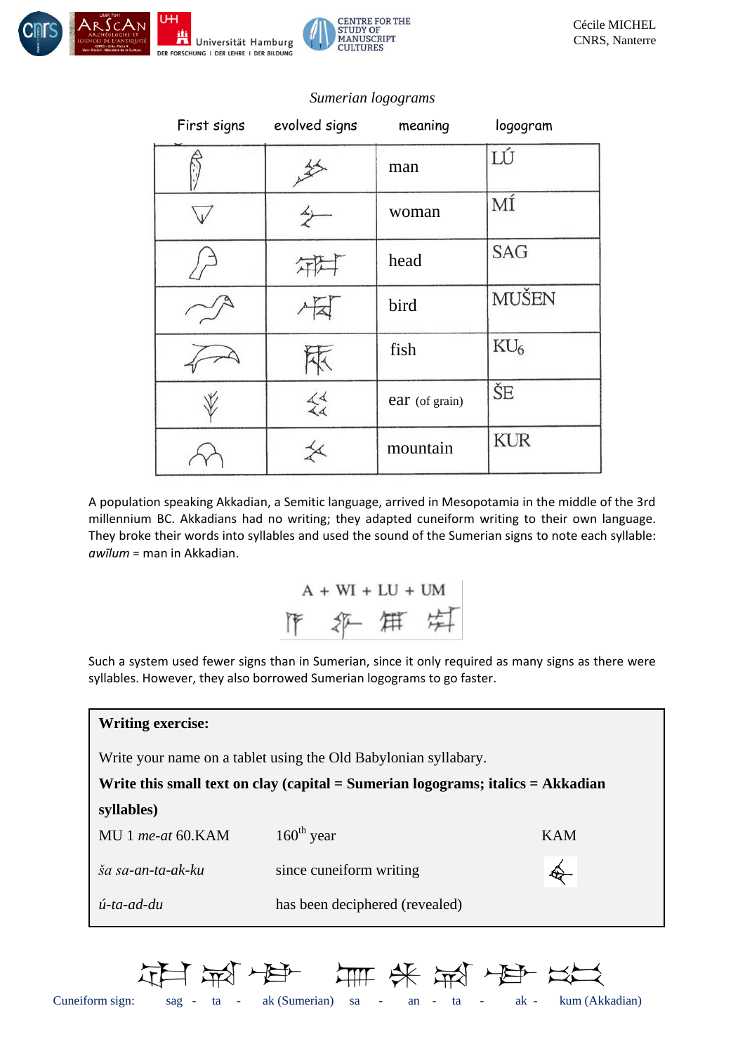*Sumerian logograms*

| First signs | evolved signs | meaning | logogram |
|---|---|---|---|
| | | man | LÚ |
| | | woman | MÍ |
| | | head | SAG |
| | | bird | MUŠEN |
| | | fish | $KU_6$ |
| | | ear (of grain) | ŠE |
| | | mountain | KUR |

A population speaking Akkadian, a Semitic language, arrived in Mesopotamia in the middle of the 3rd millennium BC. Akkadians had no writing; they adapted cuneiform writing to their own language. They broke their words into syllables and used the sound of the Sumerian signs to note each syllable: *awīlum* = man in Akkadian.

A + WI + LU + UM

Such a system used fewer signs than in Sumerian, since it only required as many signs as there were syllables. However, they also borrowed Sumerian logograms to go faster.

**Writing exercise:**

Write your name on a tablet using the Old Babylonian syllabary.

**Write this small text on clay (capital = Sumerian logograms; italics = Akkadian syllables)**

| | | |
|---|---|---|
| MU 1 *me-at* 60.KAM | 160th year | KAM |
| *ša sa-an-ta-ak-ku* | since cuneiform writing | |
| *ú-ta-ad-du* | has been deciphered (revealed) | |

Cuneiform sign: sag - ta - ak (Sumerian) sa - an - ta - ak - kum (Akkadian)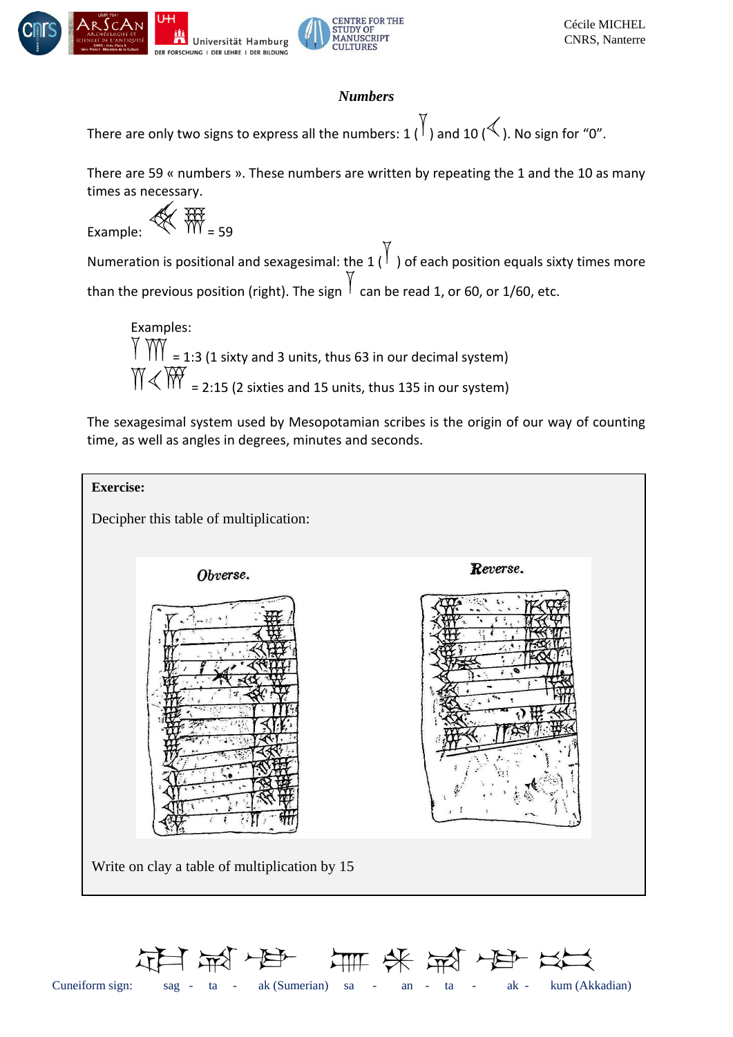## *Numbers*

There are only two signs to express all the numbers: 1 ( ) and 10 ( ). No sign for "0".

There are 59 « numbers ». These numbers are written by repeating the 1 and the 10 as many times as necessary.

Example: = 59

Numeration is positional and sexagesimal: the 1 ( ) of each position equals sixty times more than the previous position (right). The sign can be read 1, or 60, or 1/60, etc.

Examples:

= 1:3 (1 sixty and 3 units, thus 63 in our decimal system)

= 2:15 (2 sixties and 15 units, thus 135 in our system)

The sexagesimal system used by Mesopotamian scribes is the origin of our way of counting time, as well as angles in degrees, minutes and seconds.

**Exercise:**

Decipher this table of multiplication:

Obverse. Reverse.

Write on clay a table of multiplication by 15

Cuneiform sign: sag - ta - ak (Sumerian) sa - an - ta - ak - kum (Akkadian)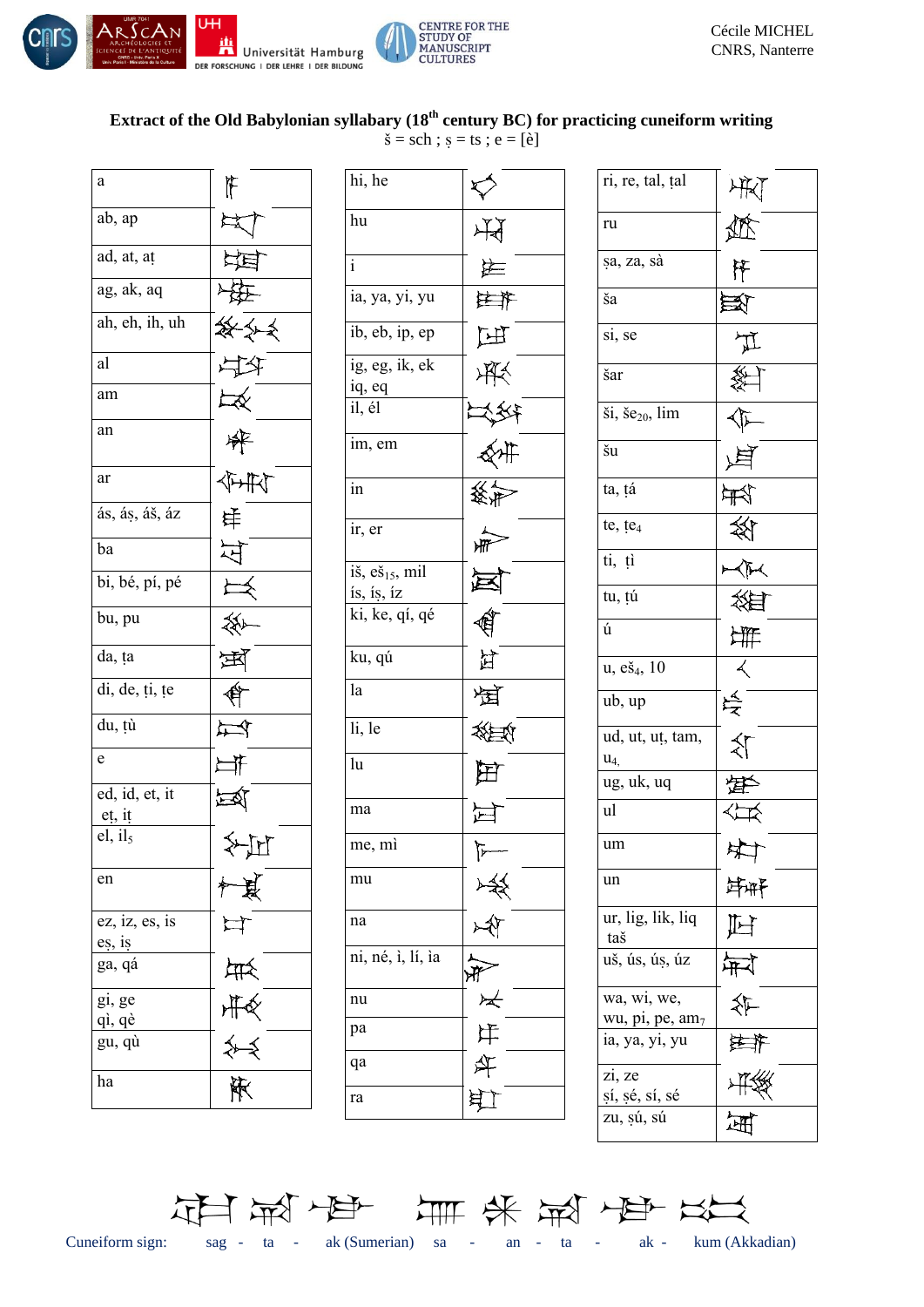Cécile MICHEL
CNRS, Nanterre

**Extract of the Old Babylonian syllabary (18th century BC) for practicing cuneiform writing**

š = sch ; ṣ = ts ; e = [è]

| | |
|---|---|
| a | |
| ab, ap | |
| ad, at, aṭ | |
| ag, ak, aq | |
| ah, eh, ih, uh | |
| al | |
| am | |
| an | |
| ar | |
| ás, áṣ, áš, áz | |
| ba | |
| bi, bé, pí, pé | |
| bu, pu | |
| da, ṭa | |
| di, de, ṭi, ṭe | |
| du, ṭù | |
| e | |
| ed, id, et, it eṭ, iṭ | |
| el, il5 | |
| en | |
| ez, iz, es, is eṣ, iṣ | |
| ga, qá | |
| gi, ge qì, qè | |
| gu, qù | |
| ha | |

| | |
|---|---|
| hi, he | |
| hu | |
| i | |
| ia, ya, yi, yu | |
| ib, eb, ip, ep | |
| ig, eg, ik, ek iq, eq | |
| il, él | |
| im, em | |
| in | |
| ir, er | |
| iš, eš15, mil ís, íṣ, íz | |
| ki, ke, qí, qé | |
| ku, qú | |
| la | |
| li, le | |
| lu | |
| ma | |
| me, mì | |
| mu | |
| na | |
| ni, né, ì, lí, ìa | |
| nu | |
| pa | |
| qa | |
| ra | |

| | |
|---|---|
| ri, re, tal, ṭal | |
| ru | |
| ṣa, za, sà | |
| ša | |
| si, se | |
| šar | |
| ši, še20, lim | |
| šu | |
| ta, ṭá | |
| te, ṭe4 | |
| ti, ṭì | |
| tu, ṭú | |
| ú | |
| u, eš4, 10 | |
| ub, up | |
| ud, ut, uṭ, tam, u4. | |
| ug, uk, uq | |
| ul | |
| um | |
| un | |
| ur, lig, lik, liq taš | |
| uš, ús, úṣ, úz | |
| wa, wi, we, wu, pi, pe, am7 | |
| ia, ya, yi, yu | |
| zi, ze ṣí, ṣé, sí, sé | |
| zu, ṣú, sú | |

Cuneiform sign: sag - ta - ak (Sumerian) sa - an - ta - ak - kum (Akkadian)